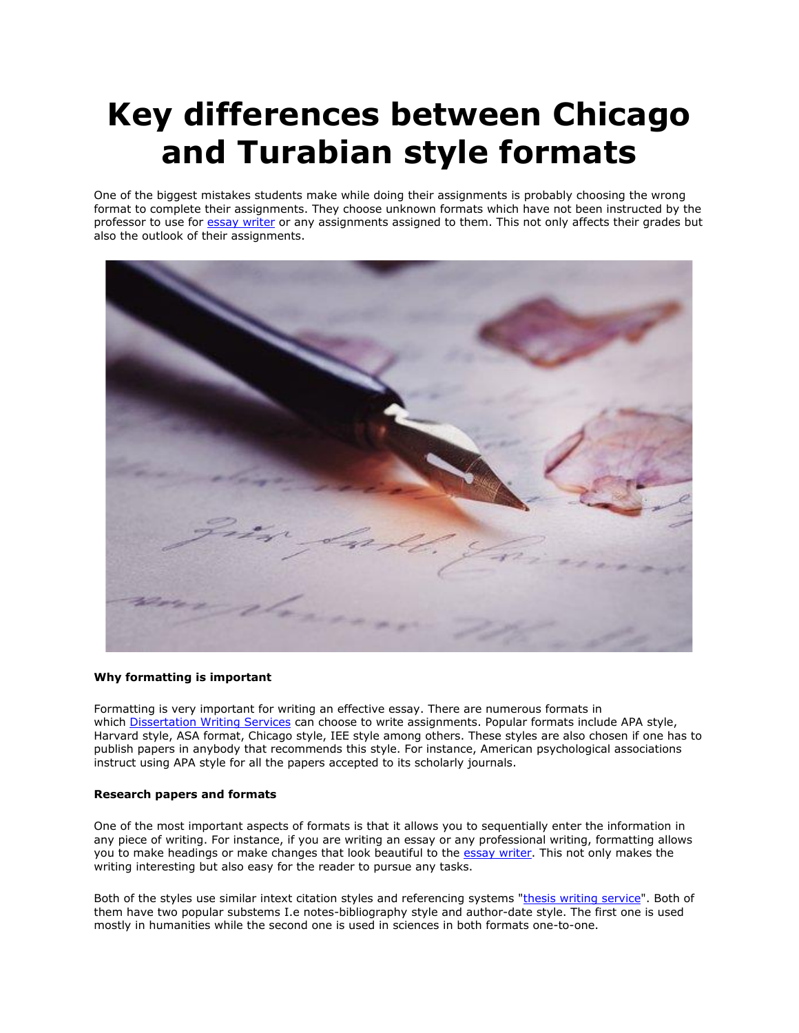# Key differences between Chicago and Turabian style formats

One of the biggest mistakes students make while doing their assignments is probably choosing the wrong format to complete their assignments. They choose unknown formats which have not been instructed by the professor to use for essay writer or any assignments assigned to them. This not only affects their grades but also the outlook of their assignments.

**Why formatting is important**

Formatting is very important for writing an effective essay. There are numerous formats in which Dissertation Writing Services can choose to write assignments. Popular formats include APA style, Harvard style, ASA format, Chicago style, IEE style among others. These styles are also chosen if one has to publish papers in anybody that recommends this style. For instance, American psychological associations instruct using APA style for all the papers accepted to its scholarly journals.

**Research papers and formats**

One of the most important aspects of formats is that it allows you to sequentially enter the information in any piece of writing. For instance, if you are writing an essay or any professional writing, formatting allows you to make headings or make changes that look beautiful to the essay writer. This not only makes the writing interesting but also easy for the reader to pursue any tasks.

Both of the styles use similar intext citation styles and referencing systems "thesis writing service". Both of them have two popular substems I.e notes-bibliography style and author-date style. The first one is used mostly in humanities while the second one is used in sciences in both formats one-to-one.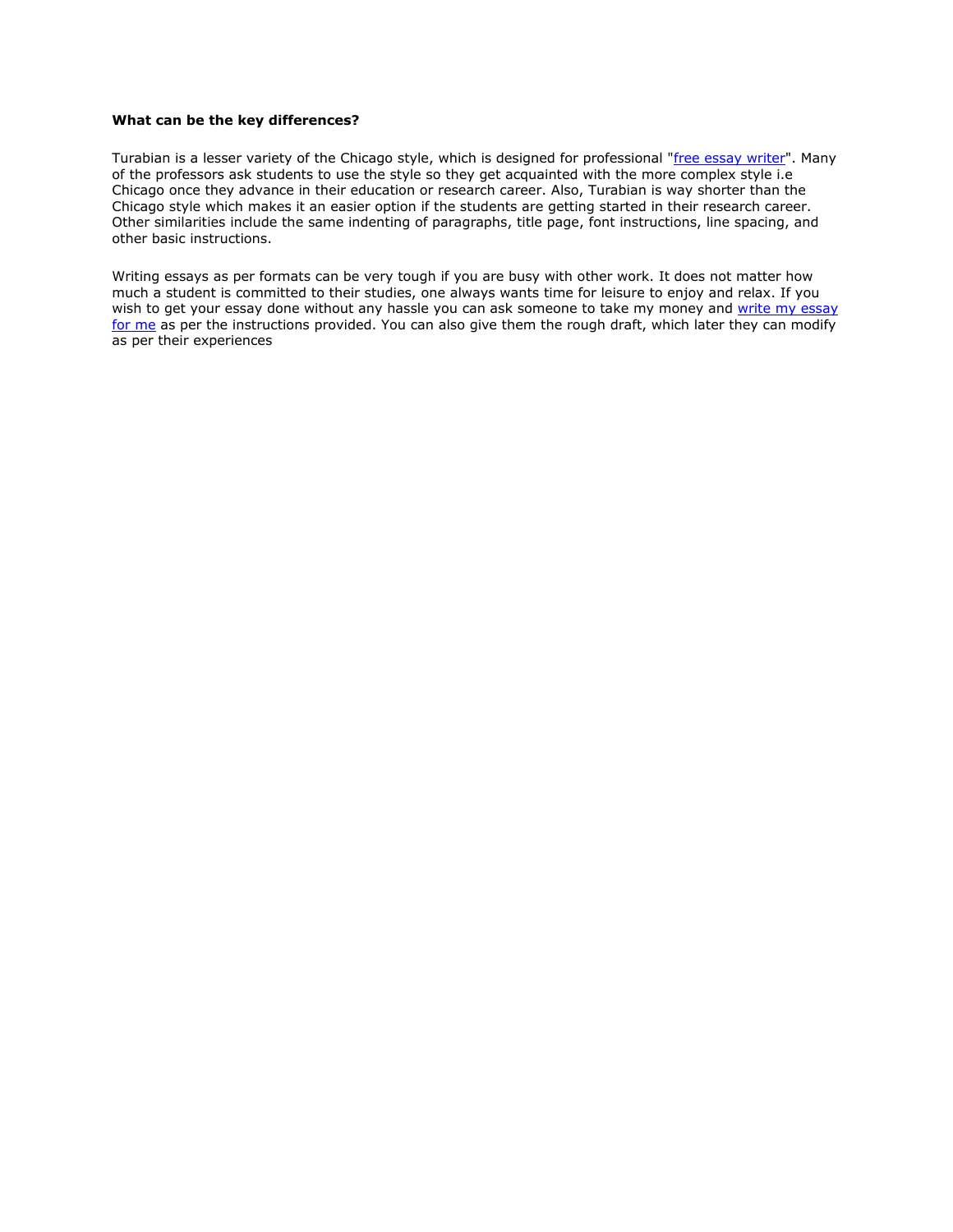**What can be the key differences?**

Turabian is a lesser variety of the Chicago style, which is designed for professional "[free essay writer]". Many of the professors ask students to use the style so they get acquainted with the more complex style i.e Chicago once they advance in their education or research career. Also, Turabian is way shorter than the Chicago style which makes it an easier option if the students are getting started in their research career. Other similarities include the same indenting of paragraphs, title page, font instructions, line spacing, and other basic instructions.

Writing essays as per formats can be very tough if you are busy with other work. It does not matter how much a student is committed to their studies, one always wants time for leisure to enjoy and relax. If you wish to get your essay done without any hassle you can ask someone to take my money and [write my essay for me] as per the instructions provided. You can also give them the rough draft, which later they can modify as per their experiences